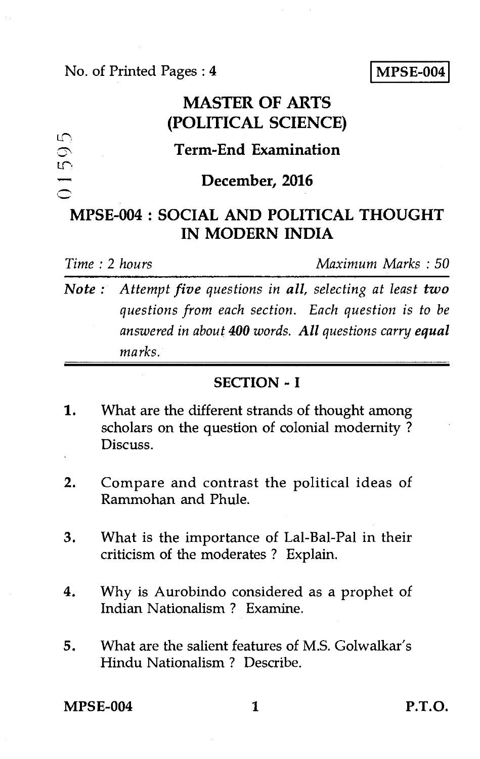No. of Printed Pages : 4

**MPSE-004**

01595

# MASTER OF ARTS (POLITICAL SCIENCE)

## Term-End Examination

## December, 2016

## MPSE-004 : SOCIAL AND POLITICAL THOUGHT IN MODERN INDIA

*Time : 2 hours* *Maximum Marks : 50*

***Note :*** *Attempt **five** questions in **all**, selecting at least **two** questions from each section. Each question is to be answered in about **400** words. **All** questions carry **equal** marks.*

### SECTION - I

1. What are the different strands of thought among scholars on the question of colonial modernity ? Discuss.

2. Compare and contrast the political ideas of Rammohan and Phule.

3. What is the importance of Lal-Bal-Pal in their criticism of the moderates ? Explain.

4. Why is Aurobindo considered as a prophet of Indian Nationalism ? Examine.

5. What are the salient features of M.S. Golwalkar's Hindu Nationalism ? Describe.

P.T.O.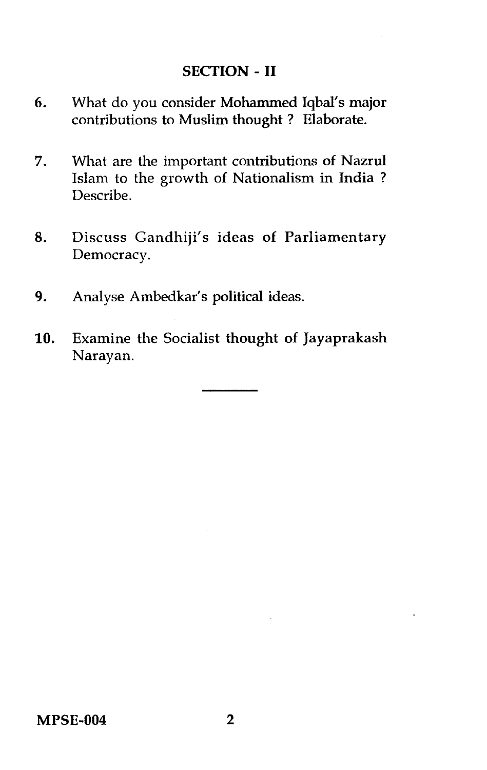## SECTION - II

6. What do you consider Mohammed Iqbal's major contributions to Muslim thought ? Elaborate.

7. What are the important contributions of Nazrul Islam to the growth of Nationalism in India ? Describe.

8. Discuss Gandhiji's ideas of Parliamentary Democracy.

9. Analyse Ambedkar's political ideas.

10. Examine the Socialist thought of Jayaprakash Narayan.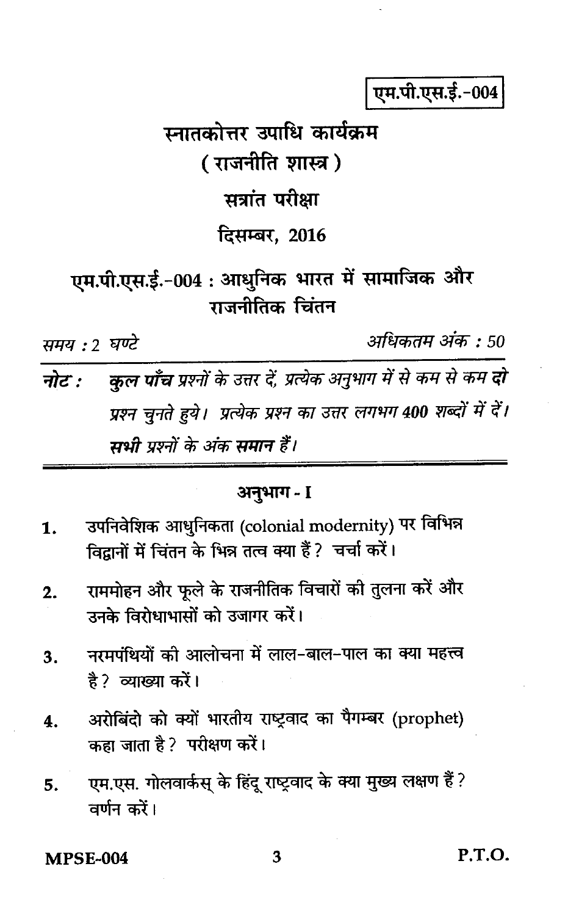एम.पी.एस.ई.-004

# स्नातकोत्तर उपाधि कार्यक्रम
## ( राजनीति शास्त्र )
## सत्रांत परीक्षा
## दिसम्बर, 2016

## एम.पी.एस.ई.-004 : आधुनिक भारत में सामाजिक और राजनीतिक चिंतन

*समय : 2 घण्टे* *अधिकतम अंक : 50*

**नोट :** *कुल* ***पाँच*** *प्रश्नों के उत्तर दें, प्रत्येक अनुभाग में से कम से कम* ***दो*** *प्रश्न चुनते हुये। प्रत्येक प्रश्न का उत्तर लगभग* ***400*** *शब्दों में दें।* ***सभी*** *प्रश्नों के अंक* ***समान*** *हैं।*

---

### अनुभाग - I

1. उपनिवेशिक आधुनिकता (colonial modernity) पर विभिन्न विद्वानों में चिंतन के भिन्न तत्व क्या हैं? चर्चा करें।

2. राममोहन और फूले के राजनीतिक विचारों की तुलना करें और उनके विरोधाभासों को उजागर करें।

3. नरमपंथियों की आलोचना में लाल-बाल-पाल का क्या महत्त्व है? व्याख्या करें।

4. अरोबिंदो को क्यों भारतीय राष्ट्रवाद का पैगम्बर (prophet) कहा जाता है? परीक्षण करें।

5. एम.एस. गोलवार्कस् के हिंदू राष्ट्रवाद के क्या मुख्य लक्षण हैं? वर्णन करें।

P.T.O.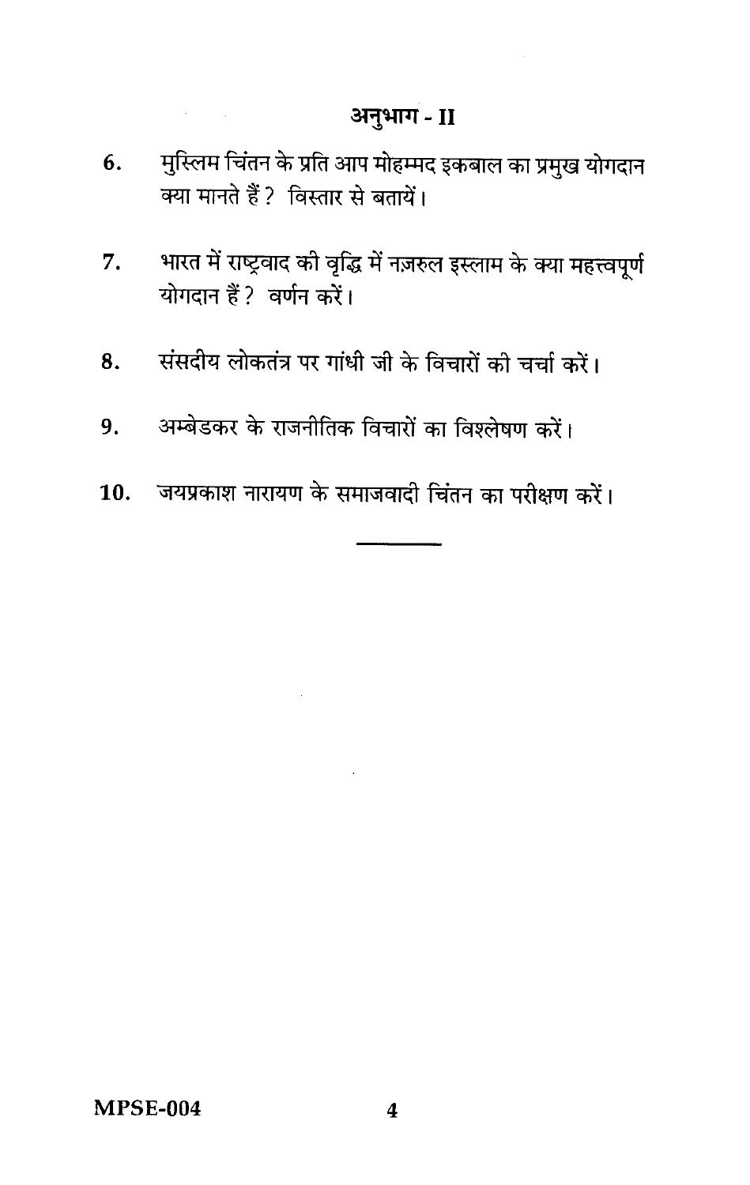## अनुभाग - II

6. मुस्लिम चिंतन के प्रति आप मोहम्मद इकबाल का प्रमुख योगदान क्या मानते हैं? विस्तार से बतायें।

7. भारत में राष्ट्रवाद की वृद्धि में नज़रुल इस्लाम के क्या महत्त्वपूर्ण योगदान हैं? वर्णन करें।

8. संसदीय लोकतंत्र पर गांधी जी के विचारों की चर्चा करें।

9. अम्बेडकर के राजनीतिक विचारों का विश्लेषण करें।

10. जयप्रकाश नारायण के समाजवादी चिंतन का परीक्षण करें।